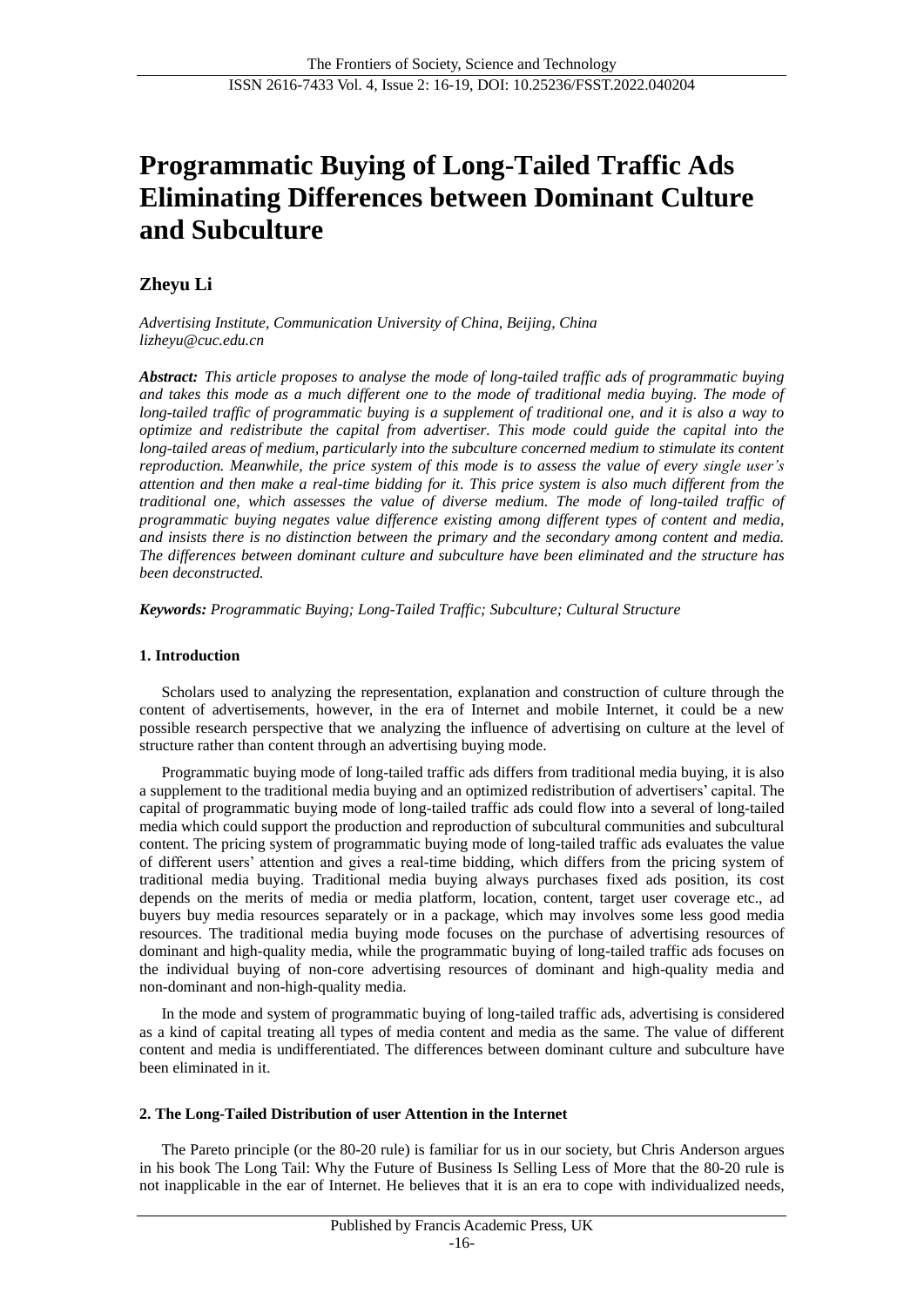# Programmatic Buying of Long-Tailed Traffic Ads Eliminating Differences between Dominant Culture and Subculture

**Zheyu Li**

*Advertising Institute, Communication University of China, Beijing, China*
*lizheyu@cuc.edu.cn*

***Abstract:*** *This article proposes to analyse the mode of long-tailed traffic ads of programmatic buying and takes this mode as a much different one to the mode of traditional media buying. The mode of long-tailed traffic of programmatic buying is a supplement of traditional one, and it is also a way to optimize and redistribute the capital from advertiser. This mode could guide the capital into the long-tailed areas of medium, particularly into the subculture concerned medium to stimulate its content reproduction. Meanwhile, the price system of this mode is to assess the value of every single user's attention and then make a real-time bidding for it. This price system is also much different from the traditional one, which assesses the value of diverse medium. The mode of long-tailed traffic of programmatic buying negates value difference existing among different types of content and media, and insists there is no distinction between the primary and the secondary among content and media. The differences between dominant culture and subculture have been eliminated and the structure has been deconstructed.*

***Keywords:*** *Programmatic Buying; Long-Tailed Traffic; Subculture; Cultural Structure*

## 1. Introduction

Scholars used to analyzing the representation, explanation and construction of culture through the content of advertisements, however, in the era of Internet and mobile Internet, it could be a new possible research perspective that we analyzing the influence of advertising on culture at the level of structure rather than content through an advertising buying mode.

Programmatic buying mode of long-tailed traffic ads differs from traditional media buying, it is also a supplement to the traditional media buying and an optimized redistribution of advertisers' capital. The capital of programmatic buying mode of long-tailed traffic ads could flow into a several of long-tailed media which could support the production and reproduction of subcultural communities and subcultural content. The pricing system of programmatic buying mode of long-tailed traffic ads evaluates the value of different users' attention and gives a real-time bidding, which differs from the pricing system of traditional media buying. Traditional media buying always purchases fixed ads position, its cost depends on the merits of media or media platform, location, content, target user coverage etc., ad buyers buy media resources separately or in a package, which may involves some less good media resources. The traditional media buying mode focuses on the purchase of advertising resources of dominant and high-quality media, while the programmatic buying of long-tailed traffic ads focuses on the individual buying of non-core advertising resources of dominant and high-quality media and non-dominant and non-high-quality media.

In the mode and system of programmatic buying of long-tailed traffic ads, advertising is considered as a kind of capital treating all types of media content and media as the same. The value of different content and media is undifferentiated. The differences between dominant culture and subculture have been eliminated in it.

## 2. The Long-Tailed Distribution of user Attention in the Internet

The Pareto principle (or the 80-20 rule) is familiar for us in our society, but Chris Anderson argues in his book The Long Tail: Why the Future of Business Is Selling Less of More that the 80-20 rule is not inapplicable in the ear of Internet. He believes that it is an era to cope with individualized needs,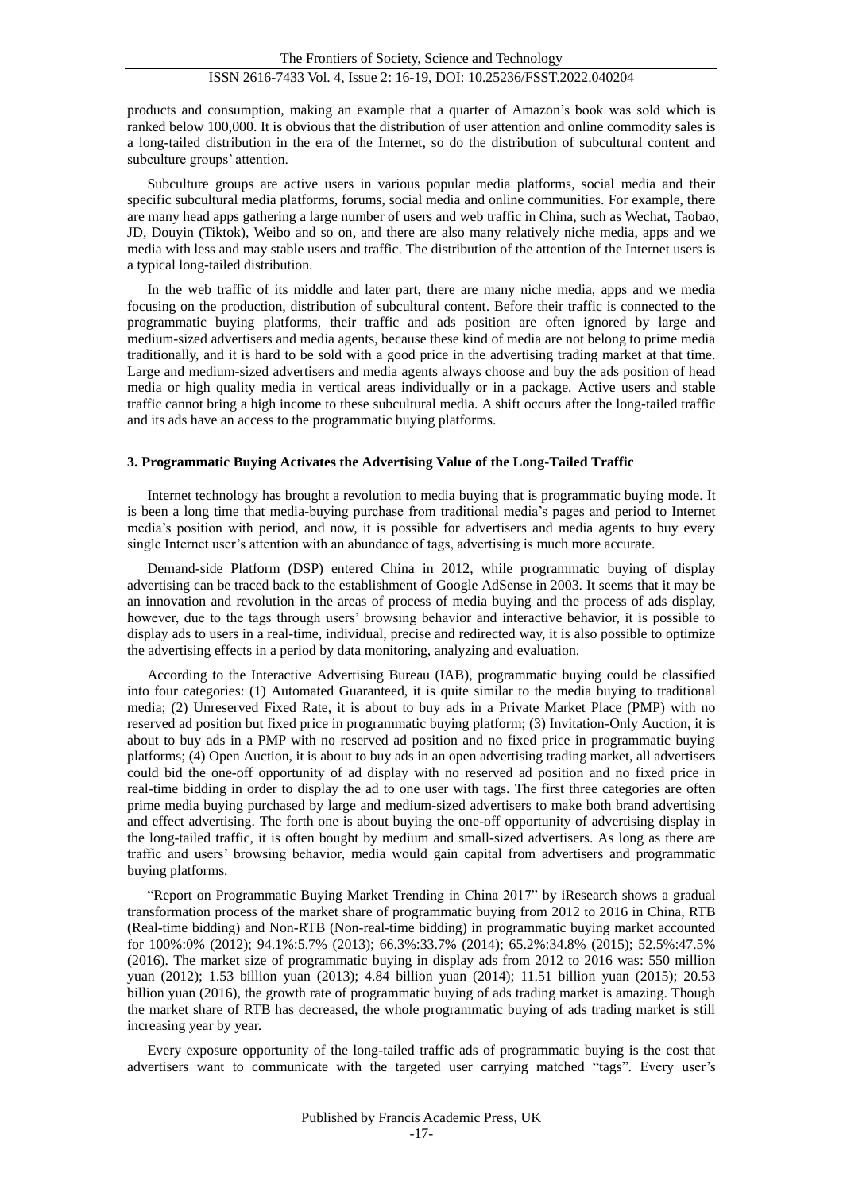products and consumption, making an example that a quarter of Amazon's book was sold which is ranked below 100,000. It is obvious that the distribution of user attention and online commodity sales is a long-tailed distribution in the era of the Internet, so do the distribution of subcultural content and subculture groups' attention.

Subculture groups are active users in various popular media platforms, social media and their specific subcultural media platforms, forums, social media and online communities. For example, there are many head apps gathering a large number of users and web traffic in China, such as Wechat, Taobao, JD, Douyin (Tiktok), Weibo and so on, and there are also many relatively niche media, apps and we media with less and may stable users and traffic. The distribution of the attention of the Internet users is a typical long-tailed distribution.

In the web traffic of its middle and later part, there are many niche media, apps and we media focusing on the production, distribution of subcultural content. Before their traffic is connected to the programmatic buying platforms, their traffic and ads position are often ignored by large and medium-sized advertisers and media agents, because these kind of media are not belong to prime media traditionally, and it is hard to be sold with a good price in the advertising trading market at that time. Large and medium-sized advertisers and media agents always choose and buy the ads position of head media or high quality media in vertical areas individually or in a package. Active users and stable traffic cannot bring a high income to these subcultural media. A shift occurs after the long-tailed traffic and its ads have an access to the programmatic buying platforms.

## 3. Programmatic Buying Activates the Advertising Value of the Long-Tailed Traffic

Internet technology has brought a revolution to media buying that is programmatic buying mode. It is been a long time that media-buying purchase from traditional media's pages and period to Internet media's position with period, and now, it is possible for advertisers and media agents to buy every single Internet user's attention with an abundance of tags, advertising is much more accurate.

Demand-side Platform (DSP) entered China in 2012, while programmatic buying of display advertising can be traced back to the establishment of Google AdSense in 2003. It seems that it may be an innovation and revolution in the areas of process of media buying and the process of ads display, however, due to the tags through users' browsing behavior and interactive behavior, it is possible to display ads to users in a real-time, individual, precise and redirected way, it is also possible to optimize the advertising effects in a period by data monitoring, analyzing and evaluation.

According to the Interactive Advertising Bureau (IAB), programmatic buying could be classified into four categories: (1) Automated Guaranteed, it is quite similar to the media buying to traditional media; (2) Unreserved Fixed Rate, it is about to buy ads in a Private Market Place (PMP) with no reserved ad position but fixed price in programmatic buying platform; (3) Invitation-Only Auction, it is about to buy ads in a PMP with no reserved ad position and no fixed price in programmatic buying platforms; (4) Open Auction, it is about to buy ads in an open advertising trading market, all advertisers could bid the one-off opportunity of ad display with no reserved ad position and no fixed price in real-time bidding in order to display the ad to one user with tags. The first three categories are often prime media buying purchased by large and medium-sized advertisers to make both brand advertising and effect advertising. The forth one is about buying the one-off opportunity of advertising display in the long-tailed traffic, it is often bought by medium and small-sized advertisers. As long as there are traffic and users' browsing behavior, media would gain capital from advertisers and programmatic buying platforms.

"Report on Programmatic Buying Market Trending in China 2017" by iResearch shows a gradual transformation process of the market share of programmatic buying from 2012 to 2016 in China, RTB (Real-time bidding) and Non-RTB (Non-real-time bidding) in programmatic buying market accounted for 100%:0% (2012); 94.1%:5.7% (2013); 66.3%:33.7% (2014); 65.2%:34.8% (2015); 52.5%:47.5% (2016). The market size of programmatic buying in display ads from 2012 to 2016 was: 550 million yuan (2012); 1.53 billion yuan (2013); 4.84 billion yuan (2014); 11.51 billion yuan (2015); 20.53 billion yuan (2016), the growth rate of programmatic buying of ads trading market is amazing. Though the market share of RTB has decreased, the whole programmatic buying of ads trading market is still increasing year by year.

Every exposure opportunity of the long-tailed traffic ads of programmatic buying is the cost that advertisers want to communicate with the targeted user carrying matched "tags". Every user's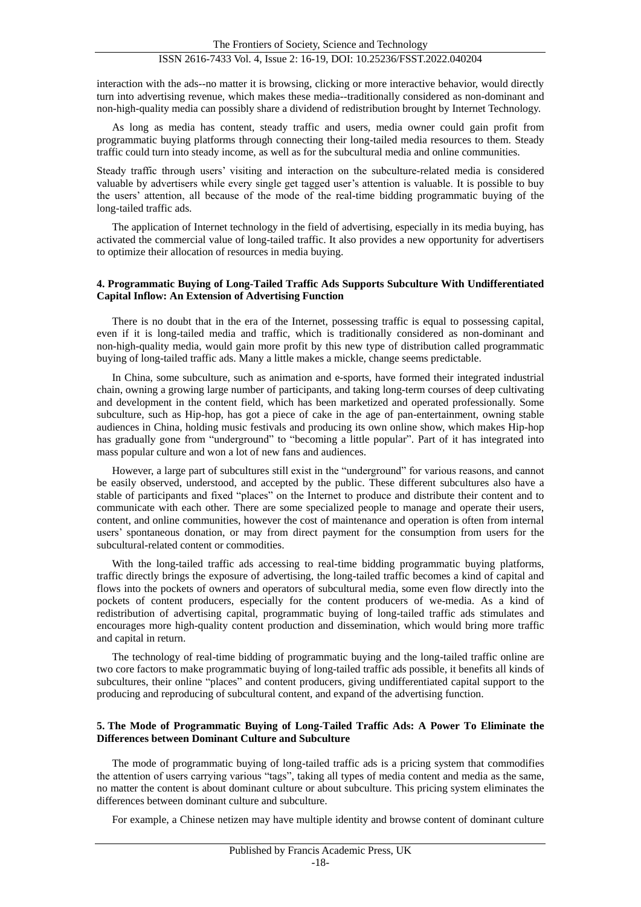interaction with the ads--no matter it is browsing, clicking or more interactive behavior, would directly turn into advertising revenue, which makes these media--traditionally considered as non-dominant and non-high-quality media can possibly share a dividend of redistribution brought by Internet Technology.

As long as media has content, steady traffic and users, media owner could gain profit from programmatic buying platforms through connecting their long-tailed media resources to them. Steady traffic could turn into steady income, as well as for the subcultural media and online communities.

Steady traffic through users' visiting and interaction on the subculture-related media is considered valuable by advertisers while every single get tagged user's attention is valuable. It is possible to buy the users' attention, all because of the mode of the real-time bidding programmatic buying of the long-tailed traffic ads.

The application of Internet technology in the field of advertising, especially in its media buying, has activated the commercial value of long-tailed traffic. It also provides a new opportunity for advertisers to optimize their allocation of resources in media buying.

## 4. Programmatic Buying of Long-Tailed Traffic Ads Supports Subculture With Undifferentiated Capital Inflow: An Extension of Advertising Function

There is no doubt that in the era of the Internet, possessing traffic is equal to possessing capital, even if it is long-tailed media and traffic, which is traditionally considered as non-dominant and non-high-quality media, would gain more profit by this new type of distribution called programmatic buying of long-tailed traffic ads. Many a little makes a mickle, change seems predictable.

In China, some subculture, such as animation and e-sports, have formed their integrated industrial chain, owning a growing large number of participants, and taking long-term courses of deep cultivating and development in the content field, which has been marketized and operated professionally. Some subculture, such as Hip-hop, has got a piece of cake in the age of pan-entertainment, owning stable audiences in China, holding music festivals and producing its own online show, which makes Hip-hop has gradually gone from "underground" to "becoming a little popular". Part of it has integrated into mass popular culture and won a lot of new fans and audiences.

However, a large part of subcultures still exist in the "underground" for various reasons, and cannot be easily observed, understood, and accepted by the public. These different subcultures also have a stable of participants and fixed "places" on the Internet to produce and distribute their content and to communicate with each other. There are some specialized people to manage and operate their users, content, and online communities, however the cost of maintenance and operation is often from internal users' spontaneous donation, or may from direct payment for the consumption from users for the subcultural-related content or commodities.

With the long-tailed traffic ads accessing to real-time bidding programmatic buying platforms, traffic directly brings the exposure of advertising, the long-tailed traffic becomes a kind of capital and flows into the pockets of owners and operators of subcultural media, some even flow directly into the pockets of content producers, especially for the content producers of we-media. As a kind of redistribution of advertising capital, programmatic buying of long-tailed traffic ads stimulates and encourages more high-quality content production and dissemination, which would bring more traffic and capital in return.

The technology of real-time bidding of programmatic buying and the long-tailed traffic online are two core factors to make programmatic buying of long-tailed traffic ads possible, it benefits all kinds of subcultures, their online "places" and content producers, giving undifferentiated capital support to the producing and reproducing of subcultural content, and expand of the advertising function.

## 5. The Mode of Programmatic Buying of Long-Tailed Traffic Ads: A Power To Eliminate the Differences between Dominant Culture and Subculture

The mode of programmatic buying of long-tailed traffic ads is a pricing system that commodifies the attention of users carrying various "tags", taking all types of media content and media as the same, no matter the content is about dominant culture or about subculture. This pricing system eliminates the differences between dominant culture and subculture.

For example, a Chinese netizen may have multiple identity and browse content of dominant culture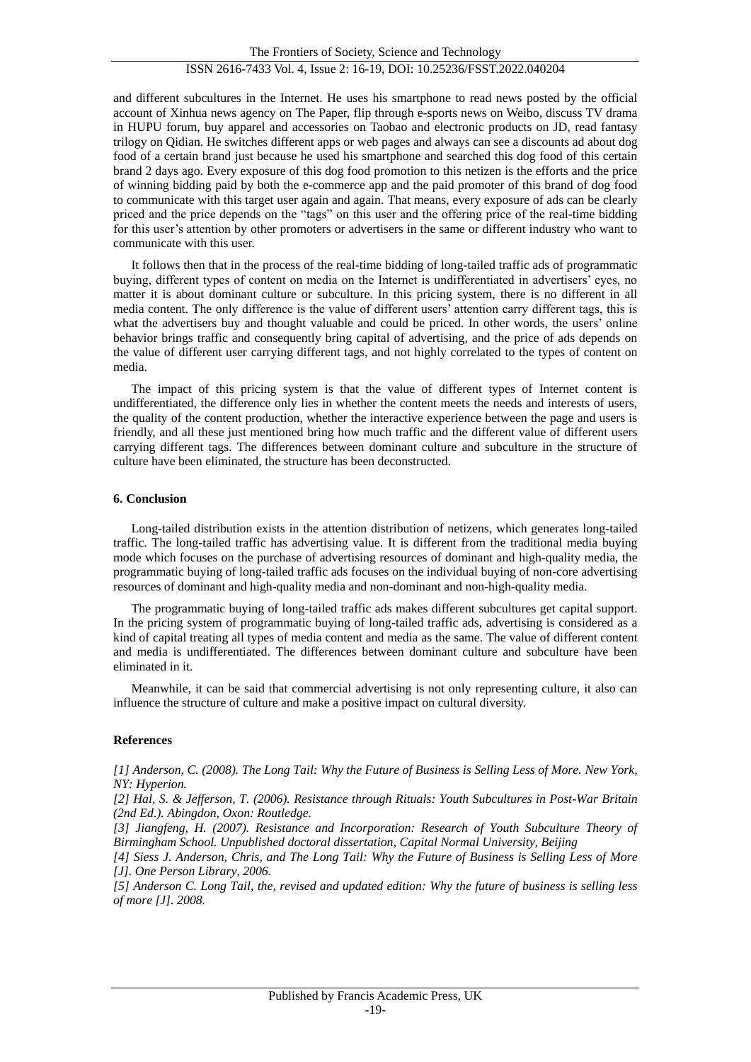and different subcultures in the Internet. He uses his smartphone to read news posted by the official account of Xinhua news agency on The Paper, flip through e-sports news on Weibo, discuss TV drama in HUPU forum, buy apparel and accessories on Taobao and electronic products on JD, read fantasy trilogy on Qidian. He switches different apps or web pages and always can see a discounts ad about dog food of a certain brand just because he used his smartphone and searched this dog food of this certain brand 2 days ago. Every exposure of this dog food promotion to this netizen is the efforts and the price of winning bidding paid by both the e-commerce app and the paid promoter of this brand of dog food to communicate with this target user again and again. That means, every exposure of ads can be clearly priced and the price depends on the "tags" on this user and the offering price of the real-time bidding for this user's attention by other promoters or advertisers in the same or different industry who want to communicate with this user.

It follows then that in the process of the real-time bidding of long-tailed traffic ads of programmatic buying, different types of content on media on the Internet is undifferentiated in advertisers' eyes, no matter it is about dominant culture or subculture. In this pricing system, there is no different in all media content. The only difference is the value of different users' attention carry different tags, this is what the advertisers buy and thought valuable and could be priced. In other words, the users' online behavior brings traffic and consequently bring capital of advertising, and the price of ads depends on the value of different user carrying different tags, and not highly correlated to the types of content on media.

The impact of this pricing system is that the value of different types of Internet content is undifferentiated, the difference only lies in whether the content meets the needs and interests of users, the quality of the content production, whether the interactive experience between the page and users is friendly, and all these just mentioned bring how much traffic and the different value of different users carrying different tags. The differences between dominant culture and subculture in the structure of culture have been eliminated, the structure has been deconstructed.

## 6. Conclusion

Long-tailed distribution exists in the attention distribution of netizens, which generates long-tailed traffic. The long-tailed traffic has advertising value. It is different from the traditional media buying mode which focuses on the purchase of advertising resources of dominant and high-quality media, the programmatic buying of long-tailed traffic ads focuses on the individual buying of non-core advertising resources of dominant and high-quality media and non-dominant and non-high-quality media.

The programmatic buying of long-tailed traffic ads makes different subcultures get capital support. In the pricing system of programmatic buying of long-tailed traffic ads, advertising is considered as a kind of capital treating all types of media content and media as the same. The value of different content and media is undifferentiated. The differences between dominant culture and subculture have been eliminated in it.

Meanwhile, it can be said that commercial advertising is not only representing culture, it also can influence the structure of culture and make a positive impact on cultural diversity.

## References

*[1] Anderson, C. (2008). The Long Tail: Why the Future of Business is Selling Less of More. New York, NY: Hyperion.*

*[2] Hal, S. & Jefferson, T. (2006). Resistance through Rituals: Youth Subcultures in Post-War Britain (2nd Ed.). Abingdon, Oxon: Routledge.*

*[3] Jiangfeng, H. (2007). Resistance and Incorporation: Research of Youth Subculture Theory of Birmingham School. Unpublished doctoral dissertation, Capital Normal University, Beijing*

*[4] Siess J. Anderson, Chris, and The Long Tail: Why the Future of Business is Selling Less of More [J]. One Person Library, 2006.*

*[5] Anderson C. Long Tail, the, revised and updated edition: Why the future of business is selling less of more [J]. 2008.*